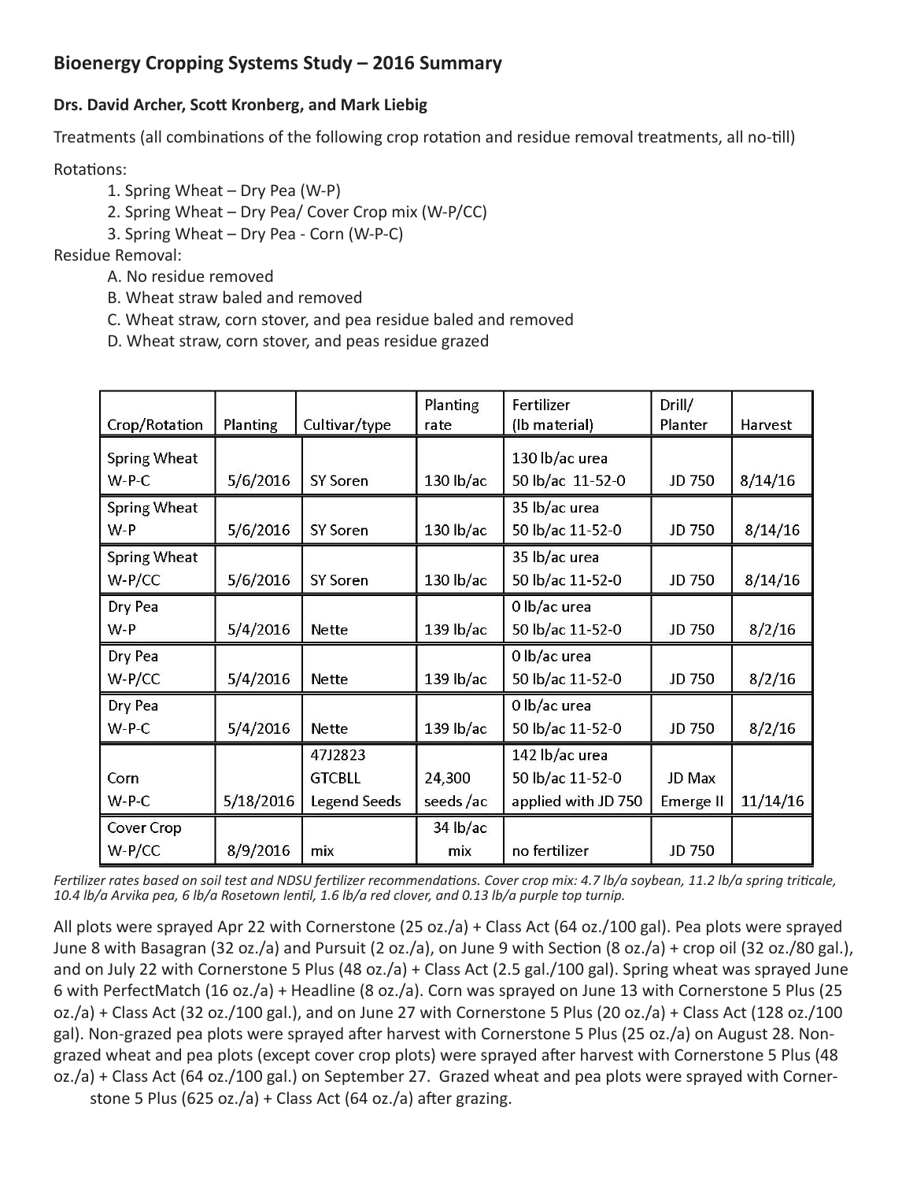## Bioenergy Cropping Systems Study – 2016 Summary

**Drs. David Archer, Scott Kronberg, and Mark Liebig**

Treatments (all combinations of the following crop rotation and residue removal treatments, all no-till)

Rotations:

1. Spring Wheat – Dry Pea (W-P)
2. Spring Wheat – Dry Pea/ Cover Crop mix (W-P/CC)
3. Spring Wheat – Dry Pea - Corn (W-P-C)

Residue Removal:

- A. No residue removed
- B. Wheat straw baled and removed
- C. Wheat straw, corn stover, and pea residue baled and removed
- D. Wheat straw, corn stover, and peas residue grazed

| Crop/Rotation | Planting | Cultivar/type | Planting rate | Fertilizer (lb material) | Drill/ Planter | Harvest |
|---|---|---|---|---|---|---|
| Spring Wheat W-P-C | 5/6/2016 | SY Soren | 130 lb/ac | 130 lb/ac urea 50 lb/ac 11-52-0 | JD 750 | 8/14/16 |
| Spring Wheat W-P | 5/6/2016 | SY Soren | 130 lb/ac | 35 lb/ac urea 50 lb/ac 11-52-0 | JD 750 | 8/14/16 |
| Spring Wheat W-P/CC | 5/6/2016 | SY Soren | 130 lb/ac | 35 lb/ac urea 50 lb/ac 11-52-0 | JD 750 | 8/14/16 |
| Dry Pea W-P | 5/4/2016 | Nette | 139 lb/ac | 0 lb/ac urea 50 lb/ac 11-52-0 | JD 750 | 8/2/16 |
| Dry Pea W-P/CC | 5/4/2016 | Nette | 139 lb/ac | 0 lb/ac urea 50 lb/ac 11-52-0 | JD 750 | 8/2/16 |
| Dry Pea W-P-C | 5/4/2016 | Nette | 139 lb/ac | 0 lb/ac urea 50 lb/ac 11-52-0 | JD 750 | 8/2/16 |
| Corn W-P-C | 5/18/2016 | 47J2823 GTCBLL Legend Seeds | 24,300 seeds /ac | 142 lb/ac urea 50 lb/ac 11-52-0 applied with JD 750 | JD Max Emerge II | 11/14/16 |
| Cover Crop W-P/CC | 8/9/2016 | mix | 34 lb/ac mix | no fertilizer | JD 750 | |

*Fertilizer rates based on soil test and NDSU fertilizer recommendations. Cover crop mix: 4.7 lb/a soybean, 11.2 lb/a spring triticale, 10.4 lb/a Arvika pea, 6 lb/a Rosetown lentil, 1.6 lb/a red clover, and 0.13 lb/a purple top turnip.*

All plots were sprayed Apr 22 with Cornerstone (25 oz./a) + Class Act (64 oz./100 gal). Pea plots were sprayed June 8 with Basagran (32 oz./a) and Pursuit (2 oz./a), on June 9 with Section (8 oz./a) + crop oil (32 oz./80 gal.), and on July 22 with Cornerstone 5 Plus (48 oz./a) + Class Act (2.5 gal./100 gal). Spring wheat was sprayed June 6 with PerfectMatch (16 oz./a) + Headline (8 oz./a). Corn was sprayed on June 13 with Cornerstone 5 Plus (25 oz./a) + Class Act (32 oz./100 gal.), and on June 27 with Cornerstone 5 Plus (20 oz./a) + Class Act (128 oz./100 gal). Non-grazed pea plots were sprayed after harvest with Cornerstone 5 Plus (25 oz./a) on August 28. Non-grazed wheat and pea plots (except cover crop plots) were sprayed after harvest with Cornerstone 5 Plus (48 oz./a) + Class Act (64 oz./100 gal.) on September 27. Grazed wheat and pea plots were sprayed with Cornerstone 5 Plus (625 oz./a) + Class Act (64 oz./a) after grazing.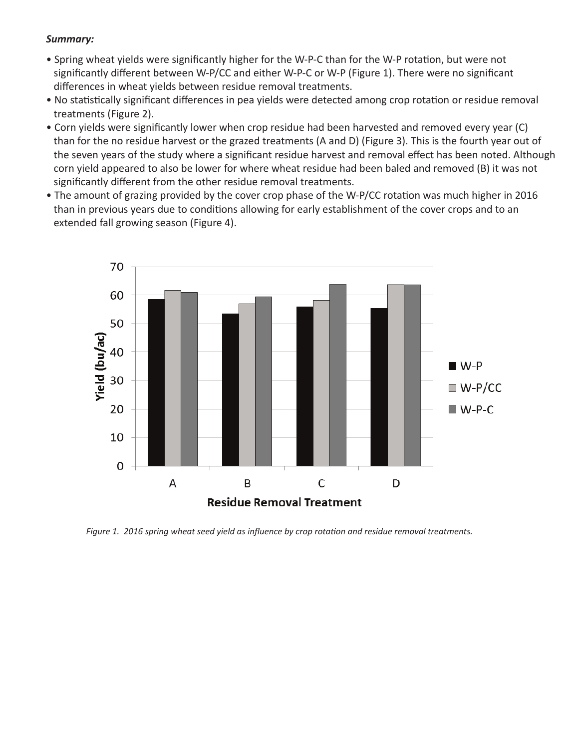***Summary:***

- Spring wheat yields were significantly higher for the W-P-C than for the W-P rotation, but were not significantly different between W-P/CC and either W-P-C or W-P (Figure 1). There were no significant differences in wheat yields between residue removal treatments.
- No statistically significant differences in pea yields were detected among crop rotation or residue removal treatments (Figure 2).
- Corn yields were significantly lower when crop residue had been harvested and removed every year (C) than for the no residue harvest or the grazed treatments (A and D) (Figure 3). This is the fourth year out of the seven years of the study where a significant residue harvest and removal effect has been noted. Although corn yield appeared to also be lower for where wheat residue had been baled and removed (B) it was not significantly different from the other residue removal treatments.
- The amount of grazing provided by the cover crop phase of the W-P/CC rotation was much higher in 2016 than in previous years due to conditions allowing for early establishment of the cover crops and to an extended fall growing season (Figure 4).

*Figure 1. 2016 spring wheat seed yield as influence by crop rotation and residue removal treatments.*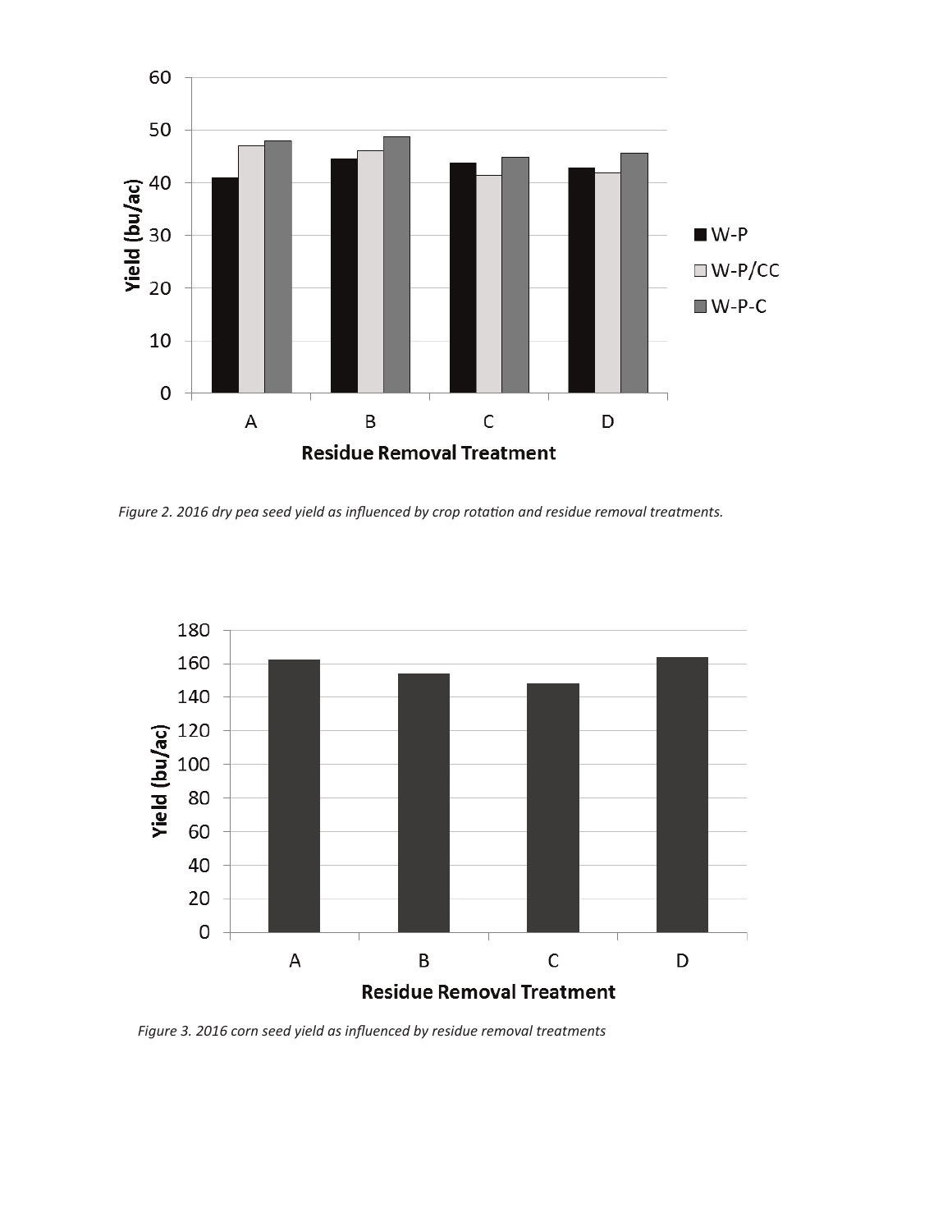*Figure 2. 2016 dry pea seed yield as influenced by crop rotation and residue removal treatments.*

*Figure 3. 2016 corn seed yield as influenced by residue removal treatments*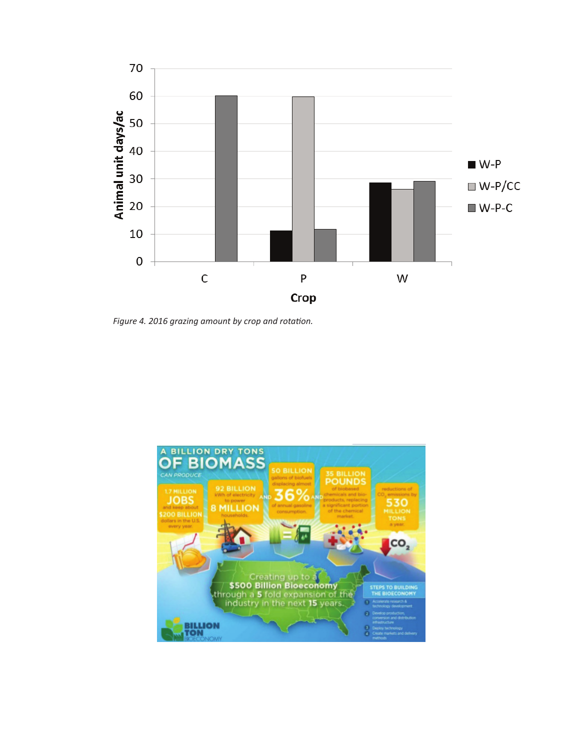70
60
50
40
30
20
10
0

Animal unit days/ac

C
P
W

Crop

W-P
W-P/CC
W-P-C

*Figure 4. 2016 grazing amount by crop and rotation.*

A BILLION DRY TONS OF BIOMASS CAN PRODUCE

1.7 MILLION JOBS and keep about $200 BILLION dollars in the U.S. every year.

92 BILLION kWh of electricity to power 8 MILLION households.

AND

50 BILLION gallons of biofuels displacing almost 36% of annual gasoline consumption.

AND

35 BILLION POUNDS of biobased chemicals and bio-products, replacing a significant portion of the chemical market.

reductions of $CO_2$ emissions by 530 MILLION TONS a year.

$CO_2$

Creating up to a $500 Billion Bioeconomy through a 5 fold expansion of the industry in the next 15 years.

STEPS TO BUILDING THE BIOECONOMY

1. Accelerate research & technology development
2. Develop production, conversion and distribution infrastructure
3. Deploy technology
4. Create markets and delivery methods

BILLION TON BIOECONOMY